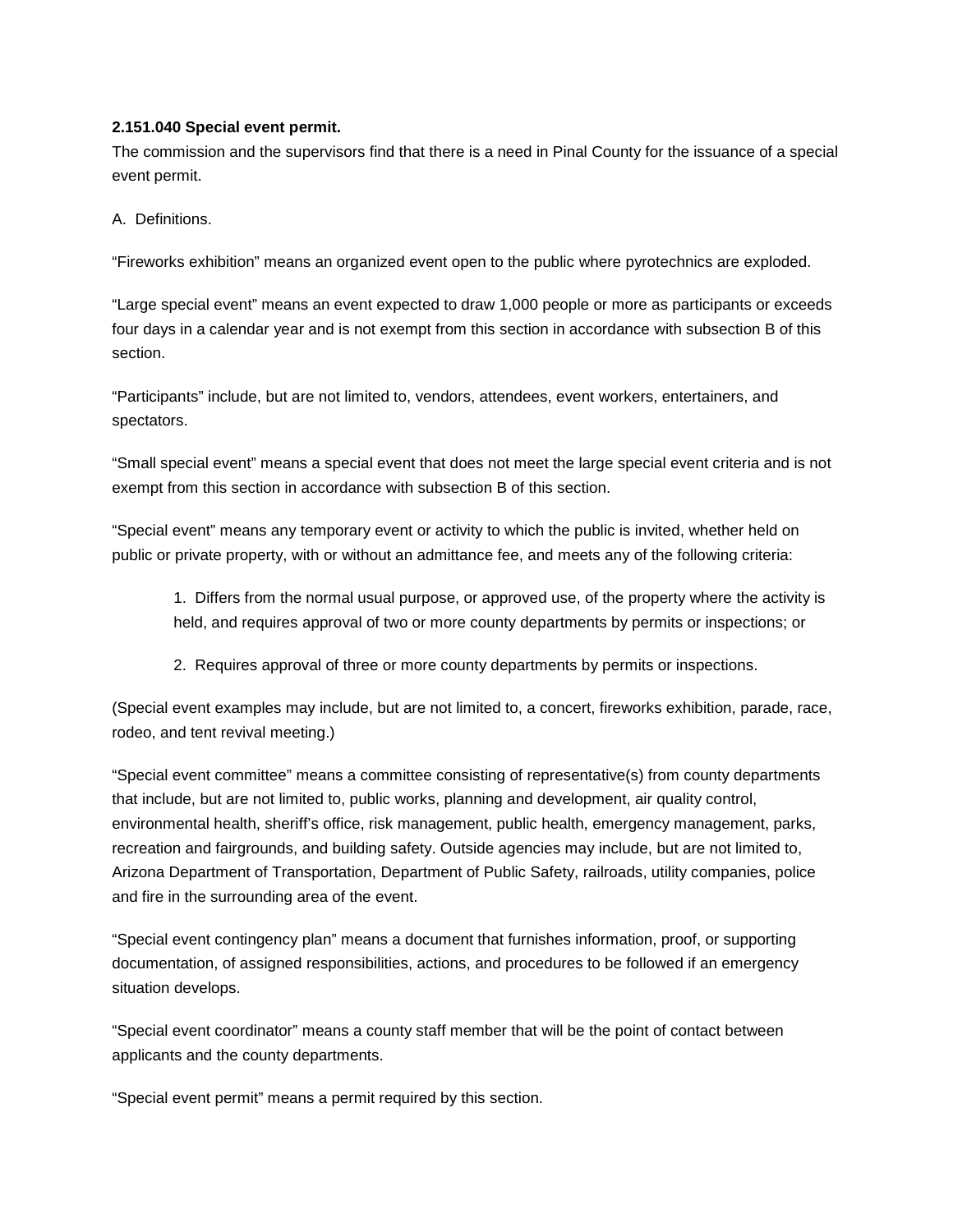**2.151.040 Special event permit.**

The commission and the supervisors find that there is a need in Pinal County for the issuance of a special event permit.

A. Definitions.

“Fireworks exhibition” means an organized event open to the public where pyrotechnics are exploded.

“Large special event” means an event expected to draw 1,000 people or more as participants or exceeds four days in a calendar year and is not exempt from this section in accordance with subsection B of this section.

“Participants” include, but are not limited to, vendors, attendees, event workers, entertainers, and spectators.

“Small special event” means a special event that does not meet the large special event criteria and is not exempt from this section in accordance with subsection B of this section.

“Special event” means any temporary event or activity to which the public is invited, whether held on public or private property, with or without an admittance fee, and meets any of the following criteria:

1. Differs from the normal usual purpose, or approved use, of the property where the activity is held, and requires approval of two or more county departments by permits or inspections; or

2. Requires approval of three or more county departments by permits or inspections.

(Special event examples may include, but are not limited to, a concert, fireworks exhibition, parade, race, rodeo, and tent revival meeting.)

“Special event committee” means a committee consisting of representative(s) from county departments that include, but are not limited to, public works, planning and development, air quality control, environmental health, sheriff’s office, risk management, public health, emergency management, parks, recreation and fairgrounds, and building safety. Outside agencies may include, but are not limited to, Arizona Department of Transportation, Department of Public Safety, railroads, utility companies, police and fire in the surrounding area of the event.

“Special event contingency plan” means a document that furnishes information, proof, or supporting documentation, of assigned responsibilities, actions, and procedures to be followed if an emergency situation develops.

“Special event coordinator” means a county staff member that will be the point of contact between applicants and the county departments.

“Special event permit” means a permit required by this section.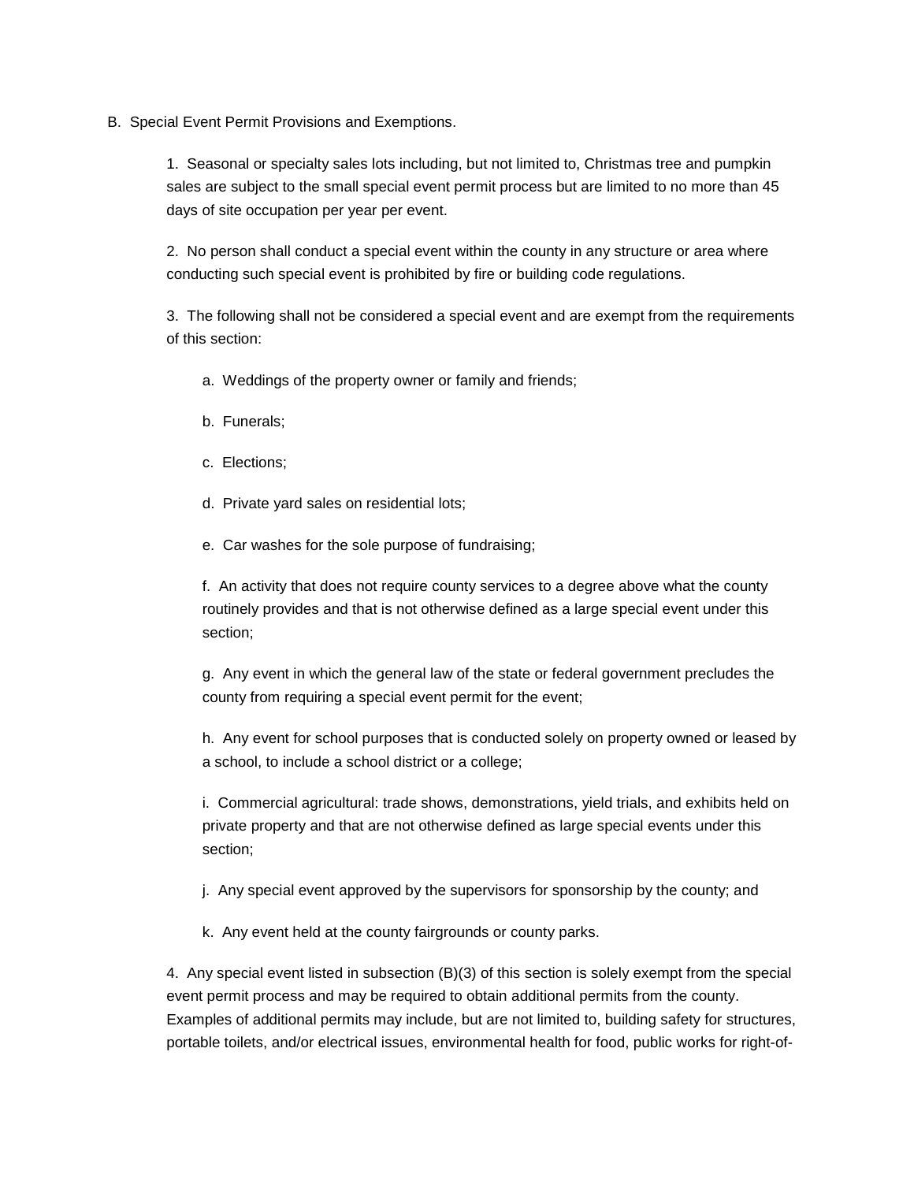B. Special Event Permit Provisions and Exemptions.

1. Seasonal or specialty sales lots including, but not limited to, Christmas tree and pumpkin sales are subject to the small special event permit process but are limited to no more than 45 days of site occupation per year per event.

2. No person shall conduct a special event within the county in any structure or area where conducting such special event is prohibited by fire or building code regulations.

3. The following shall not be considered a special event and are exempt from the requirements of this section:

a. Weddings of the property owner or family and friends;

b. Funerals;

c. Elections;

d. Private yard sales on residential lots;

e. Car washes for the sole purpose of fundraising;

f. An activity that does not require county services to a degree above what the county routinely provides and that is not otherwise defined as a large special event under this section;

g. Any event in which the general law of the state or federal government precludes the county from requiring a special event permit for the event;

h. Any event for school purposes that is conducted solely on property owned or leased by a school, to include a school district or a college;

i. Commercial agricultural: trade shows, demonstrations, yield trials, and exhibits held on private property and that are not otherwise defined as large special events under this section;

j. Any special event approved by the supervisors for sponsorship by the county; and

k. Any event held at the county fairgrounds or county parks.

4. Any special event listed in subsection (B)(3) of this section is solely exempt from the special event permit process and may be required to obtain additional permits from the county. Examples of additional permits may include, but are not limited to, building safety for structures, portable toilets, and/or electrical issues, environmental health for food, public works for right-of-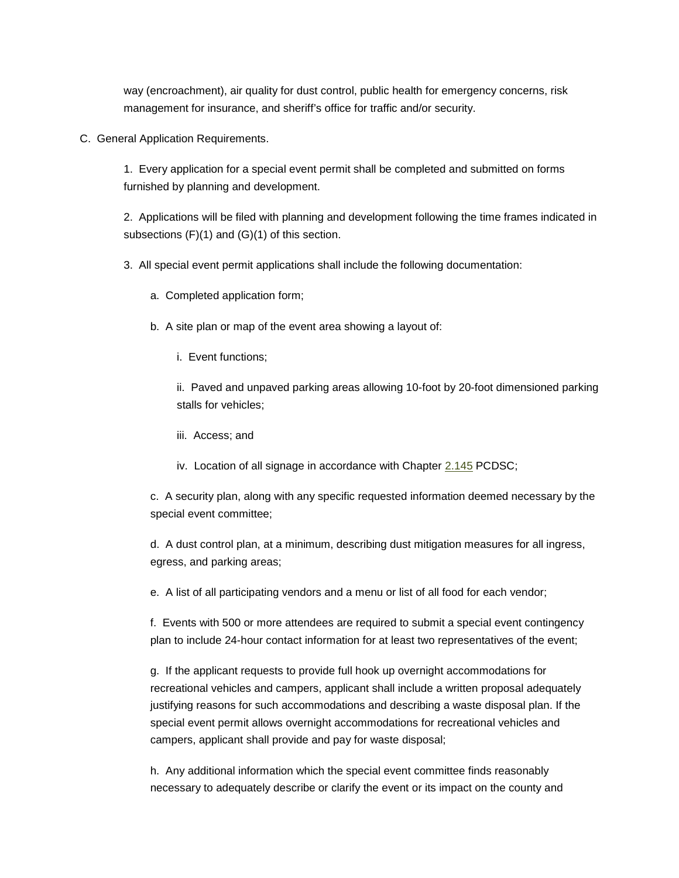way (encroachment), air quality for dust control, public health for emergency concerns, risk management for insurance, and sheriff's office for traffic and/or security.

C. General Application Requirements.

1. Every application for a special event permit shall be completed and submitted on forms furnished by planning and development.

2. Applications will be filed with planning and development following the time frames indicated in subsections (F)(1) and (G)(1) of this section.

3. All special event permit applications shall include the following documentation:

a. Completed application form;

b. A site plan or map of the event area showing a layout of:

i. Event functions;

ii. Paved and unpaved parking areas allowing 10-foot by 20-foot dimensioned parking stalls for vehicles;

iii. Access; and

iv. Location of all signage in accordance with Chapter 2.145 PCDSC;

c. A security plan, along with any specific requested information deemed necessary by the special event committee;

d. A dust control plan, at a minimum, describing dust mitigation measures for all ingress, egress, and parking areas;

e. A list of all participating vendors and a menu or list of all food for each vendor;

f. Events with 500 or more attendees are required to submit a special event contingency plan to include 24-hour contact information for at least two representatives of the event;

g. If the applicant requests to provide full hook up overnight accommodations for recreational vehicles and campers, applicant shall include a written proposal adequately justifying reasons for such accommodations and describing a waste disposal plan. If the special event permit allows overnight accommodations for recreational vehicles and campers, applicant shall provide and pay for waste disposal;

h. Any additional information which the special event committee finds reasonably necessary to adequately describe or clarify the event or its impact on the county and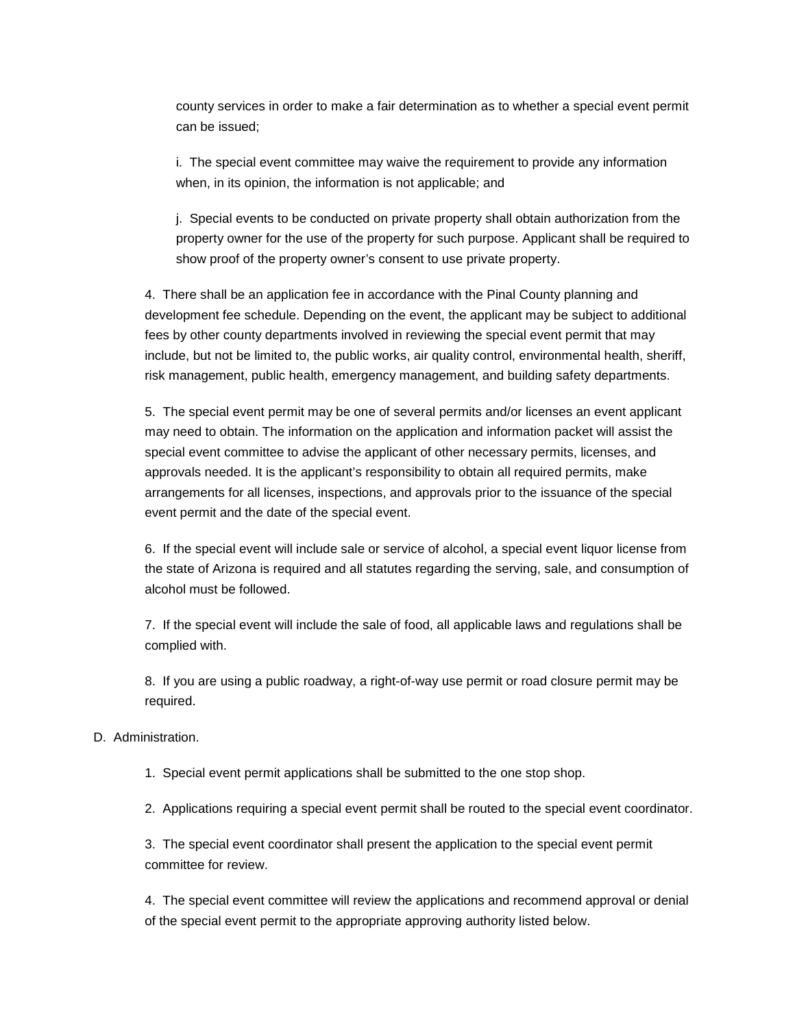county services in order to make a fair determination as to whether a special event permit can be issued;

i. The special event committee may waive the requirement to provide any information when, in its opinion, the information is not applicable; and

j. Special events to be conducted on private property shall obtain authorization from the property owner for the use of the property for such purpose. Applicant shall be required to show proof of the property owner's consent to use private property.

4. There shall be an application fee in accordance with the Pinal County planning and development fee schedule. Depending on the event, the applicant may be subject to additional fees by other county departments involved in reviewing the special event permit that may include, but not be limited to, the public works, air quality control, environmental health, sheriff, risk management, public health, emergency management, and building safety departments.

5. The special event permit may be one of several permits and/or licenses an event applicant may need to obtain. The information on the application and information packet will assist the special event committee to advise the applicant of other necessary permits, licenses, and approvals needed. It is the applicant's responsibility to obtain all required permits, make arrangements for all licenses, inspections, and approvals prior to the issuance of the special event permit and the date of the special event.

6. If the special event will include sale or service of alcohol, a special event liquor license from the state of Arizona is required and all statutes regarding the serving, sale, and consumption of alcohol must be followed.

7. If the special event will include the sale of food, all applicable laws and regulations shall be complied with.

8. If you are using a public roadway, a right-of-way use permit or road closure permit may be required.

D. Administration.

1. Special event permit applications shall be submitted to the one stop shop.

2. Applications requiring a special event permit shall be routed to the special event coordinator.

3. The special event coordinator shall present the application to the special event permit committee for review.

4. The special event committee will review the applications and recommend approval or denial of the special event permit to the appropriate approving authority listed below.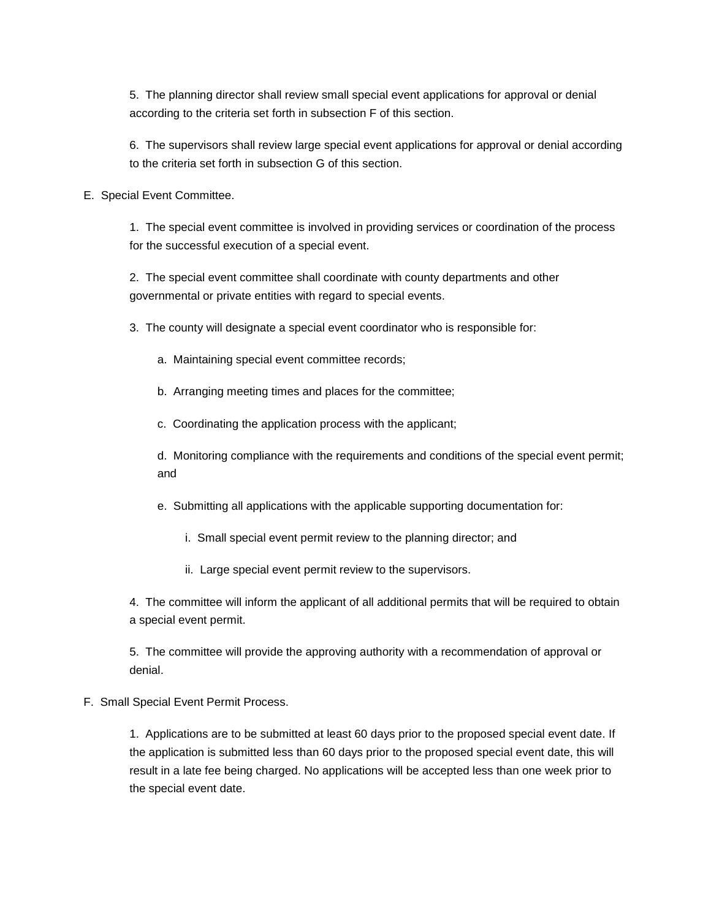5. The planning director shall review small special event applications for approval or denial according to the criteria set forth in subsection F of this section.

6. The supervisors shall review large special event applications for approval or denial according to the criteria set forth in subsection G of this section.

E. Special Event Committee.

1. The special event committee is involved in providing services or coordination of the process for the successful execution of a special event.

2. The special event committee shall coordinate with county departments and other governmental or private entities with regard to special events.

3. The county will designate a special event coordinator who is responsible for:

a. Maintaining special event committee records;

b. Arranging meeting times and places for the committee;

c. Coordinating the application process with the applicant;

d. Monitoring compliance with the requirements and conditions of the special event permit; and

e. Submitting all applications with the applicable supporting documentation for:

i. Small special event permit review to the planning director; and

ii. Large special event permit review to the supervisors.

4. The committee will inform the applicant of all additional permits that will be required to obtain a special event permit.

5. The committee will provide the approving authority with a recommendation of approval or denial.

F. Small Special Event Permit Process.

1. Applications are to be submitted at least 60 days prior to the proposed special event date. If the application is submitted less than 60 days prior to the proposed special event date, this will result in a late fee being charged. No applications will be accepted less than one week prior to the special event date.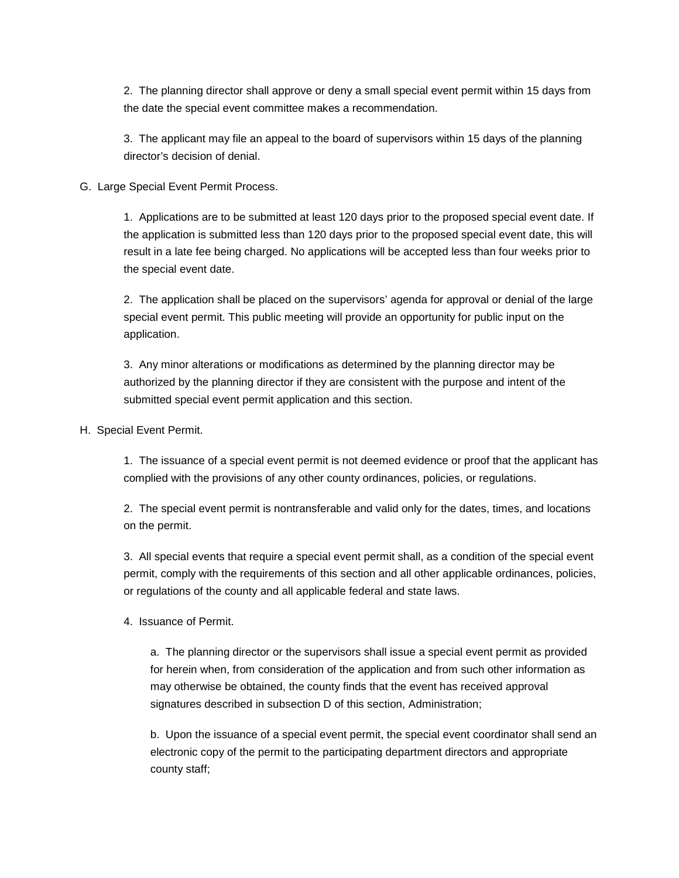2. The planning director shall approve or deny a small special event permit within 15 days from the date the special event committee makes a recommendation.

3. The applicant may file an appeal to the board of supervisors within 15 days of the planning director's decision of denial.

G. Large Special Event Permit Process.

1. Applications are to be submitted at least 120 days prior to the proposed special event date. If the application is submitted less than 120 days prior to the proposed special event date, this will result in a late fee being charged. No applications will be accepted less than four weeks prior to the special event date.

2. The application shall be placed on the supervisors' agenda for approval or denial of the large special event permit. This public meeting will provide an opportunity for public input on the application.

3. Any minor alterations or modifications as determined by the planning director may be authorized by the planning director if they are consistent with the purpose and intent of the submitted special event permit application and this section.

H. Special Event Permit.

1. The issuance of a special event permit is not deemed evidence or proof that the applicant has complied with the provisions of any other county ordinances, policies, or regulations.

2. The special event permit is nontransferable and valid only for the dates, times, and locations on the permit.

3. All special events that require a special event permit shall, as a condition of the special event permit, comply with the requirements of this section and all other applicable ordinances, policies, or regulations of the county and all applicable federal and state laws.

4. Issuance of Permit.

a. The planning director or the supervisors shall issue a special event permit as provided for herein when, from consideration of the application and from such other information as may otherwise be obtained, the county finds that the event has received approval signatures described in subsection D of this section, Administration;

b. Upon the issuance of a special event permit, the special event coordinator shall send an electronic copy of the permit to the participating department directors and appropriate county staff;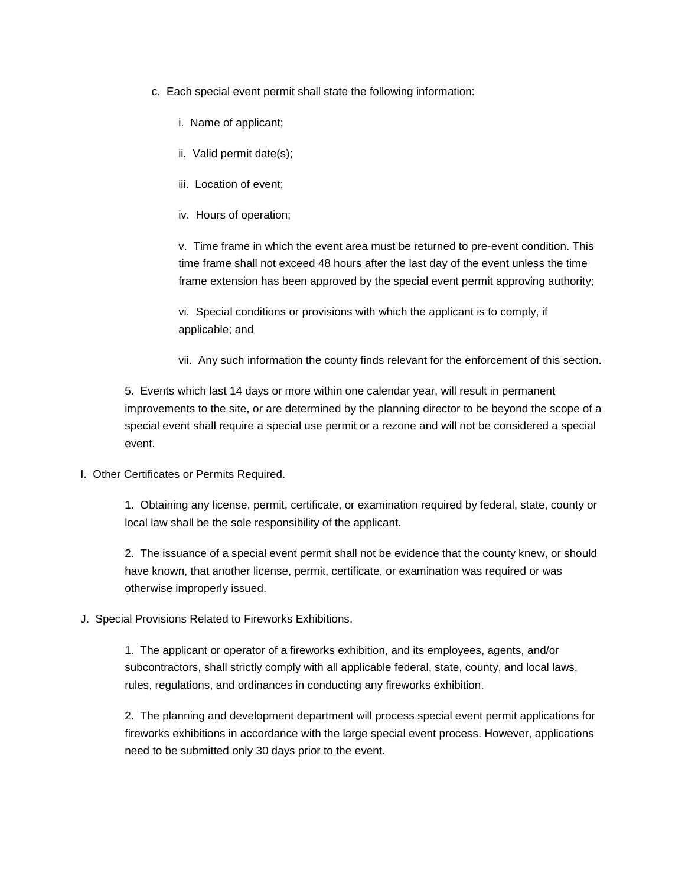c. Each special event permit shall state the following information:

i. Name of applicant;

ii. Valid permit date(s);

iii. Location of event;

iv. Hours of operation;

v. Time frame in which the event area must be returned to pre-event condition. This time frame shall not exceed 48 hours after the last day of the event unless the time frame extension has been approved by the special event permit approving authority;

vi. Special conditions or provisions with which the applicant is to comply, if applicable; and

vii. Any such information the county finds relevant for the enforcement of this section.

5. Events which last 14 days or more within one calendar year, will result in permanent improvements to the site, or are determined by the planning director to be beyond the scope of a special event shall require a special use permit or a rezone and will not be considered a special event.

I. Other Certificates or Permits Required.

1. Obtaining any license, permit, certificate, or examination required by federal, state, county or local law shall be the sole responsibility of the applicant.

2. The issuance of a special event permit shall not be evidence that the county knew, or should have known, that another license, permit, certificate, or examination was required or was otherwise improperly issued.

J. Special Provisions Related to Fireworks Exhibitions.

1. The applicant or operator of a fireworks exhibition, and its employees, agents, and/or subcontractors, shall strictly comply with all applicable federal, state, county, and local laws, rules, regulations, and ordinances in conducting any fireworks exhibition.

2. The planning and development department will process special event permit applications for fireworks exhibitions in accordance with the large special event process. However, applications need to be submitted only 30 days prior to the event.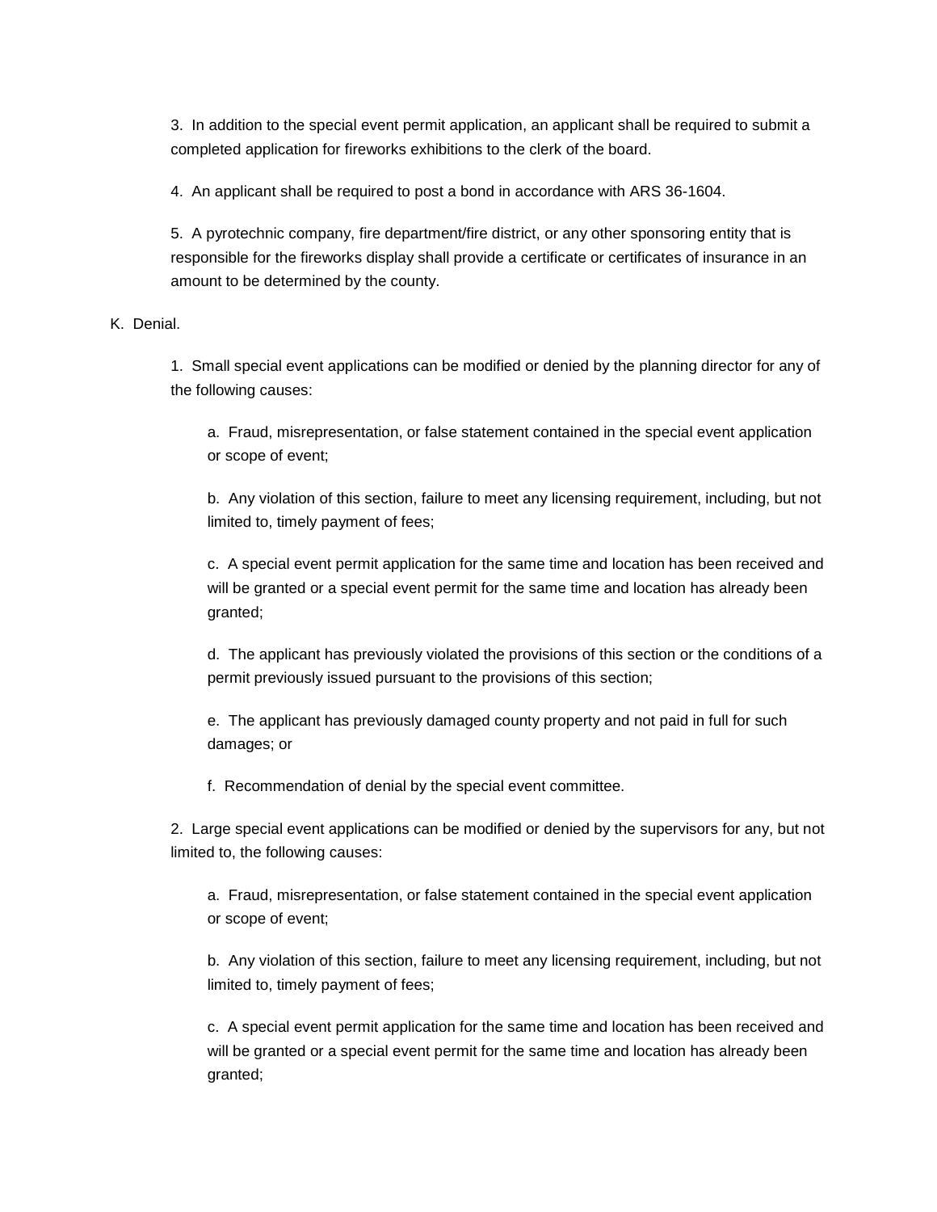3. In addition to the special event permit application, an applicant shall be required to submit a completed application for fireworks exhibitions to the clerk of the board.

4. An applicant shall be required to post a bond in accordance with ARS 36-1604.

5. A pyrotechnic company, fire department/fire district, or any other sponsoring entity that is responsible for the fireworks display shall provide a certificate or certificates of insurance in an amount to be determined by the county.

K. Denial.

1. Small special event applications can be modified or denied by the planning director for any of the following causes:

a. Fraud, misrepresentation, or false statement contained in the special event application or scope of event;

b. Any violation of this section, failure to meet any licensing requirement, including, but not limited to, timely payment of fees;

c. A special event permit application for the same time and location has been received and will be granted or a special event permit for the same time and location has already been granted;

d. The applicant has previously violated the provisions of this section or the conditions of a permit previously issued pursuant to the provisions of this section;

e. The applicant has previously damaged county property and not paid in full for such damages; or

f. Recommendation of denial by the special event committee.

2. Large special event applications can be modified or denied by the supervisors for any, but not limited to, the following causes:

a. Fraud, misrepresentation, or false statement contained in the special event application or scope of event;

b. Any violation of this section, failure to meet any licensing requirement, including, but not limited to, timely payment of fees;

c. A special event permit application for the same time and location has been received and will be granted or a special event permit for the same time and location has already been granted;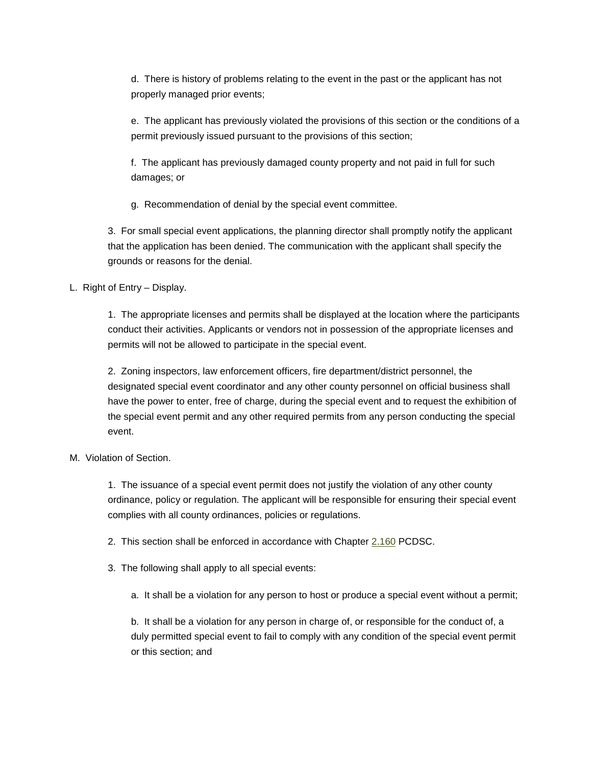d. There is history of problems relating to the event in the past or the applicant has not properly managed prior events;

e. The applicant has previously violated the provisions of this section or the conditions of a permit previously issued pursuant to the provisions of this section;

f. The applicant has previously damaged county property and not paid in full for such damages; or

g. Recommendation of denial by the special event committee.

3. For small special event applications, the planning director shall promptly notify the applicant that the application has been denied. The communication with the applicant shall specify the grounds or reasons for the denial.

L. Right of Entry – Display.

1. The appropriate licenses and permits shall be displayed at the location where the participants conduct their activities. Applicants or vendors not in possession of the appropriate licenses and permits will not be allowed to participate in the special event.

2. Zoning inspectors, law enforcement officers, fire department/district personnel, the designated special event coordinator and any other county personnel on official business shall have the power to enter, free of charge, during the special event and to request the exhibition of the special event permit and any other required permits from any person conducting the special event.

M. Violation of Section.

1. The issuance of a special event permit does not justify the violation of any other county ordinance, policy or regulation. The applicant will be responsible for ensuring their special event complies with all county ordinances, policies or regulations.

2. This section shall be enforced in accordance with Chapter 2.160 PCDSC.

3. The following shall apply to all special events:

a. It shall be a violation for any person to host or produce a special event without a permit;

b. It shall be a violation for any person in charge of, or responsible for the conduct of, a duly permitted special event to fail to comply with any condition of the special event permit or this section; and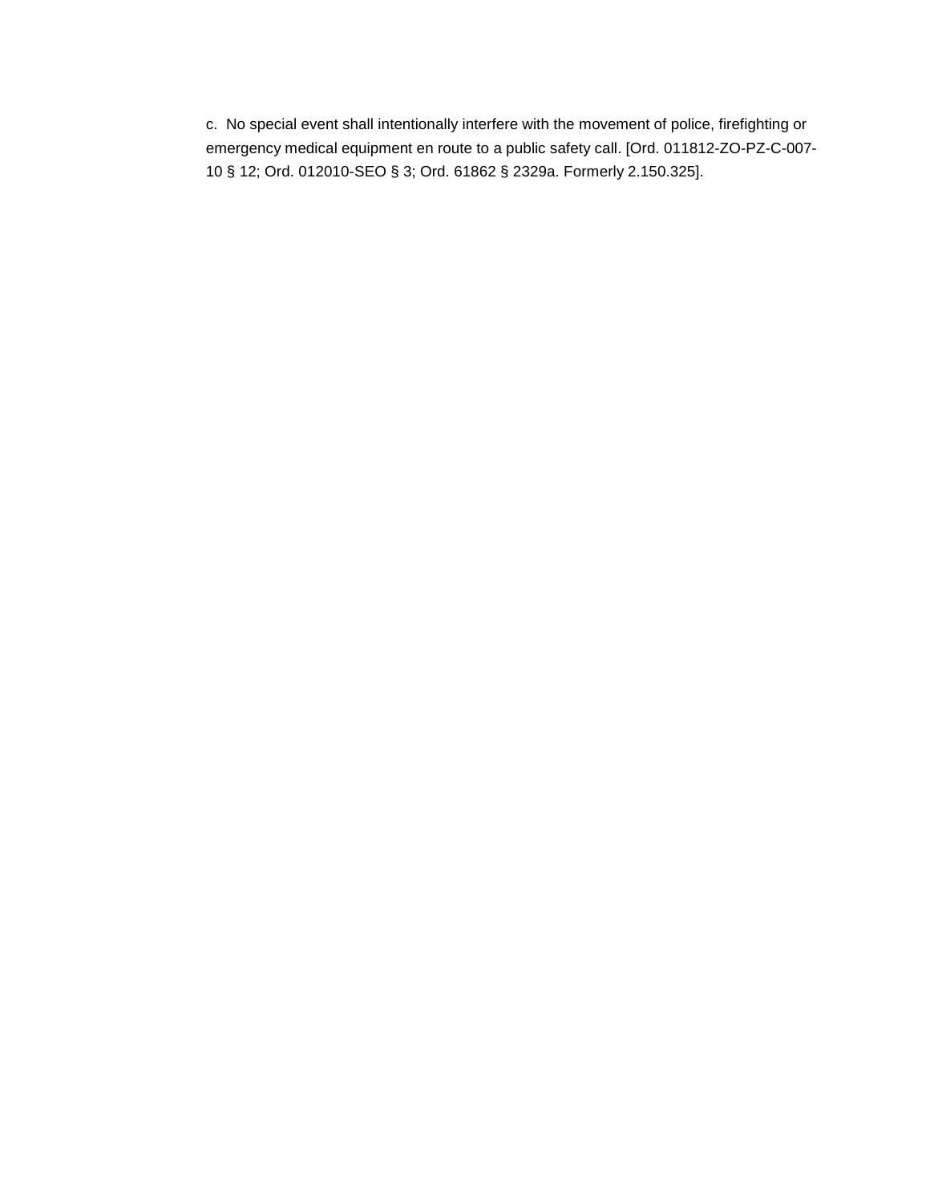c. No special event shall intentionally interfere with the movement of police, firefighting or emergency medical equipment en route to a public safety call. [Ord. 011812-ZO-PZ-C-007-10 § 12; Ord. 012010-SEO § 3; Ord. 61862 § 2329a. Formerly 2.150.325].